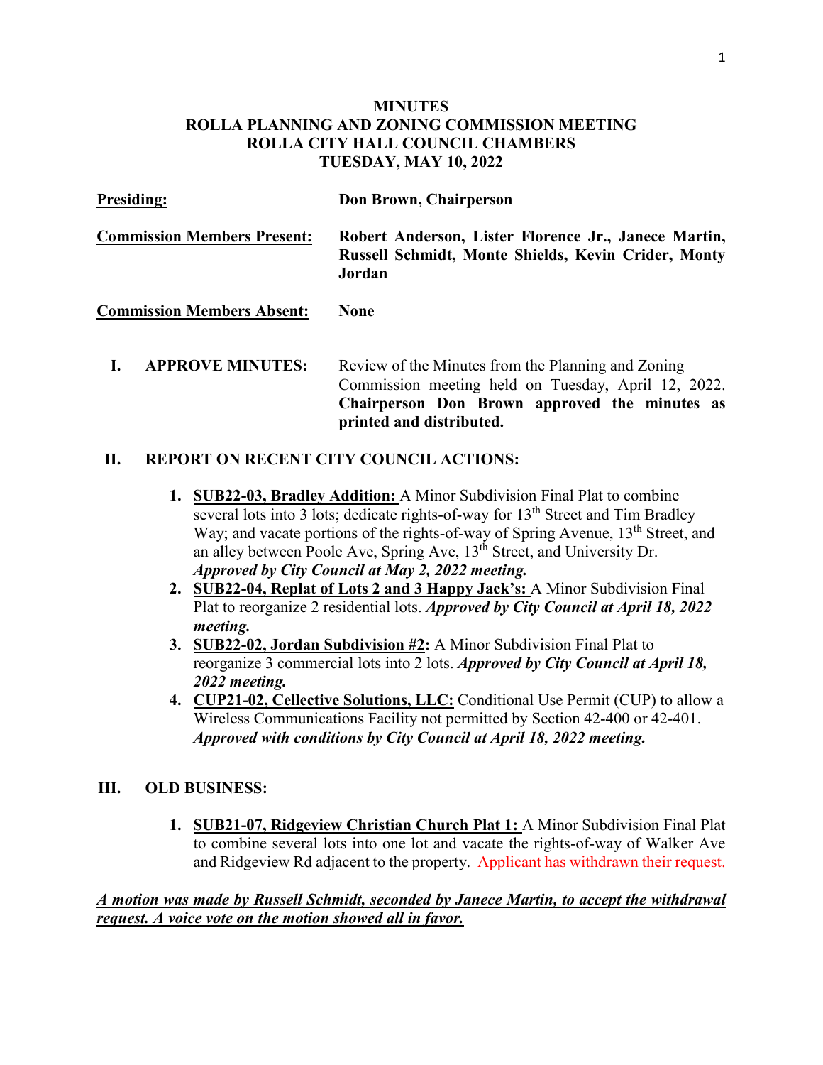# MINUTES
## ROLLA PLANNING AND ZONING COMMISSION MEETING
## ROLLA CITY HALL COUNCIL CHAMBERS
## TUESDAY, MAY 10, 2022

**Presiding:** **Don Brown, Chairperson**

**Commission Members Present:** **Robert Anderson, Lister Florence Jr., Janece Martin, Russell Schmidt, Monte Shields, Kevin Crider, Monty Jordan**

**Commission Members Absent:** **None**

**I. APPROVE MINUTES:** Review of the Minutes from the Planning and Zoning Commission meeting held on Tuesday, April 12, 2022. **Chairperson Don Brown approved the minutes as printed and distributed.**

**II. REPORT ON RECENT CITY COUNCIL ACTIONS:**

1. **SUB22-03, Bradley Addition:** A Minor Subdivision Final Plat to combine several lots into 3 lots; dedicate rights-of-way for 13th Street and Tim Bradley Way; and vacate portions of the rights-of-way of Spring Avenue, 13th Street, and an alley between Poole Ave, Spring Ave, 13th Street, and University Dr. ***Approved by City Council at May 2, 2022 meeting.***
2. **SUB22-04, Replat of Lots 2 and 3 Happy Jack's:** A Minor Subdivision Final Plat to reorganize 2 residential lots. ***Approved by City Council at April 18, 2022 meeting.***
3. **SUB22-02, Jordan Subdivision #2:** A Minor Subdivision Final Plat to reorganize 3 commercial lots into 2 lots. ***Approved by City Council at April 18, 2022 meeting.***
4. **CUP21-02, Cellective Solutions, LLC:** Conditional Use Permit (CUP) to allow a Wireless Communications Facility not permitted by Section 42-400 or 42-401. ***Approved with conditions by City Council at April 18, 2022 meeting.***

**III. OLD BUSINESS:**

1. **SUB21-07, Ridgeview Christian Church Plat 1:** A Minor Subdivision Final Plat to combine several lots into one lot and vacate the rights-of-way of Walker Ave and Ridgeview Rd adjacent to the property. Applicant has withdrawn their request.

***A motion was made by Russell Schmidt, seconded by Janece Martin, to accept the withdrawal request. A voice vote on the motion showed all in favor.***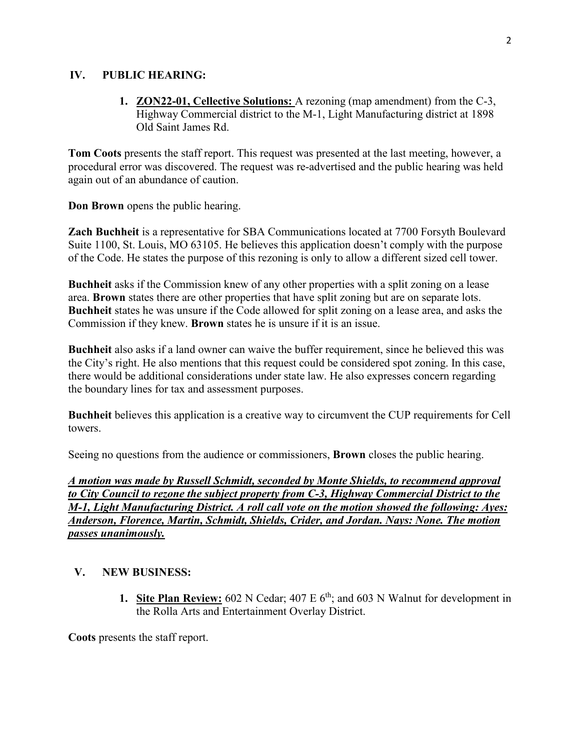## IV. PUBLIC HEARING:

1. **ZON22-01, Cellective Solutions:** A rezoning (map amendment) from the C-3, Highway Commercial district to the M-1, Light Manufacturing district at 1898 Old Saint James Rd.

**Tom Coots** presents the staff report. This request was presented at the last meeting, however, a procedural error was discovered. The request was re-advertised and the public hearing was held again out of an abundance of caution.

**Don Brown** opens the public hearing.

**Zach Buchheit** is a representative for SBA Communications located at 7700 Forsyth Boulevard Suite 1100, St. Louis, MO 63105. He believes this application doesn't comply with the purpose of the Code. He states the purpose of this rezoning is only to allow a different sized cell tower.

**Buchheit** asks if the Commission knew of any other properties with a split zoning on a lease area. **Brown** states there are other properties that have split zoning but are on separate lots. **Buchheit** states he was unsure if the Code allowed for split zoning on a lease area, and asks the Commission if they knew. **Brown** states he is unsure if it is an issue.

**Buchheit** also asks if a land owner can waive the buffer requirement, since he believed this was the City's right. He also mentions that this request could be considered spot zoning. In this case, there would be additional considerations under state law. He also expresses concern regarding the boundary lines for tax and assessment purposes.

**Buchheit** believes this application is a creative way to circumvent the CUP requirements for Cell towers.

Seeing no questions from the audience or commissioners, **Brown** closes the public hearing.

***A motion was made by Russell Schmidt, seconded by Monte Shields, to recommend approval to City Council to rezone the subject property from C-3, Highway Commercial District to the M-1, Light Manufacturing District. A roll call vote on the motion showed the following: Ayes: Anderson, Florence, Martin, Schmidt, Shields, Crider, and Jordan. Nays: None. The motion passes unanimously.***

## V. NEW BUSINESS:

1. **Site Plan Review:** 602 N Cedar; 407 E 6th; and 603 N Walnut for development in the Rolla Arts and Entertainment Overlay District.

**Coots** presents the staff report.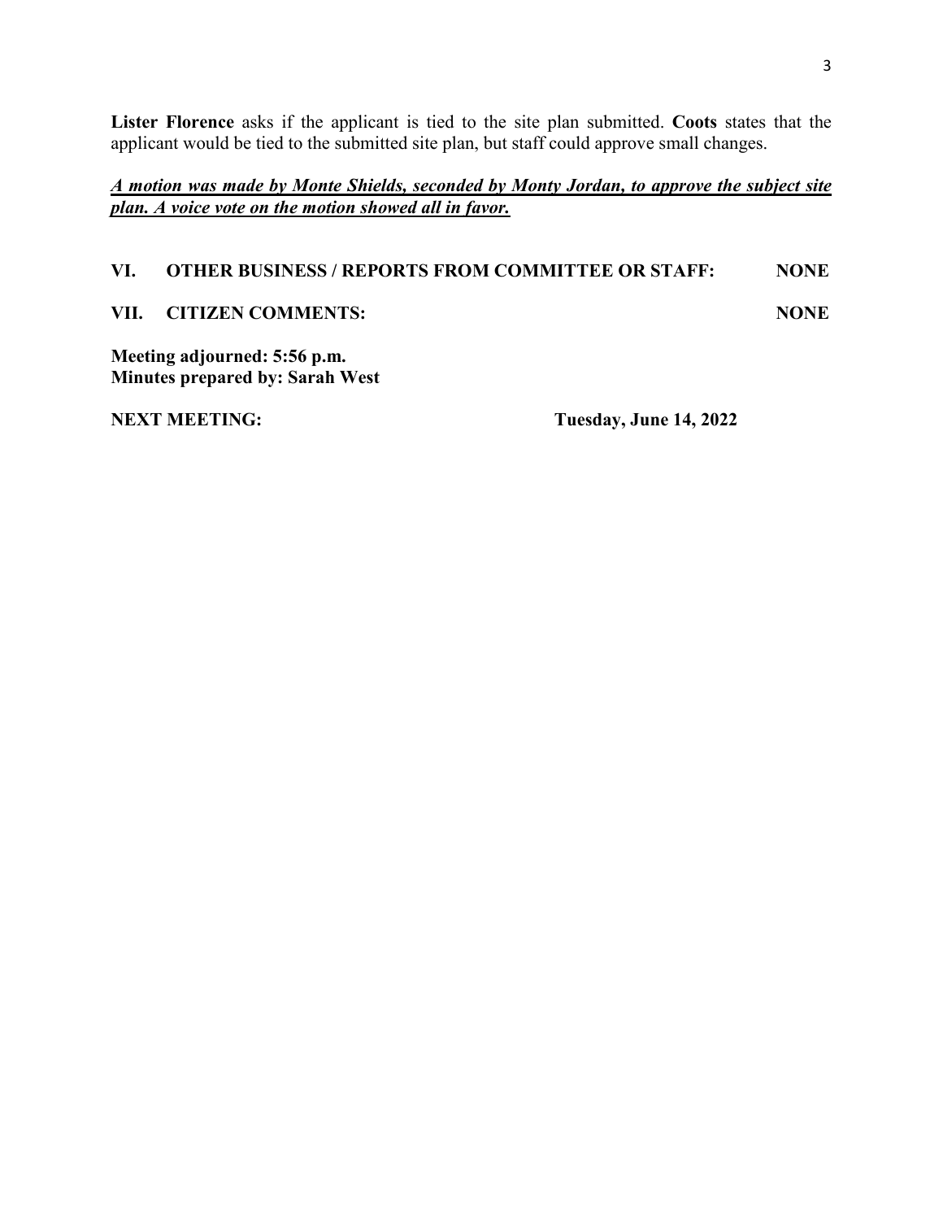**Lister Florence** asks if the applicant is tied to the site plan submitted. **Coots** states that the applicant would be tied to the submitted site plan, but staff could approve small changes.

***A motion was made by Monte Shields, seconded by Monty Jordan, to approve the subject site plan. A voice vote on the motion showed all in favor.***

**VI. OTHER BUSINESS / REPORTS FROM COMMITTEE OR STAFF: NONE**

**VII. CITIZEN COMMENTS: NONE**

**Meeting adjourned: 5:56 p.m.**
**Minutes prepared by: Sarah West**

**NEXT MEETING: Tuesday, June 14, 2022**